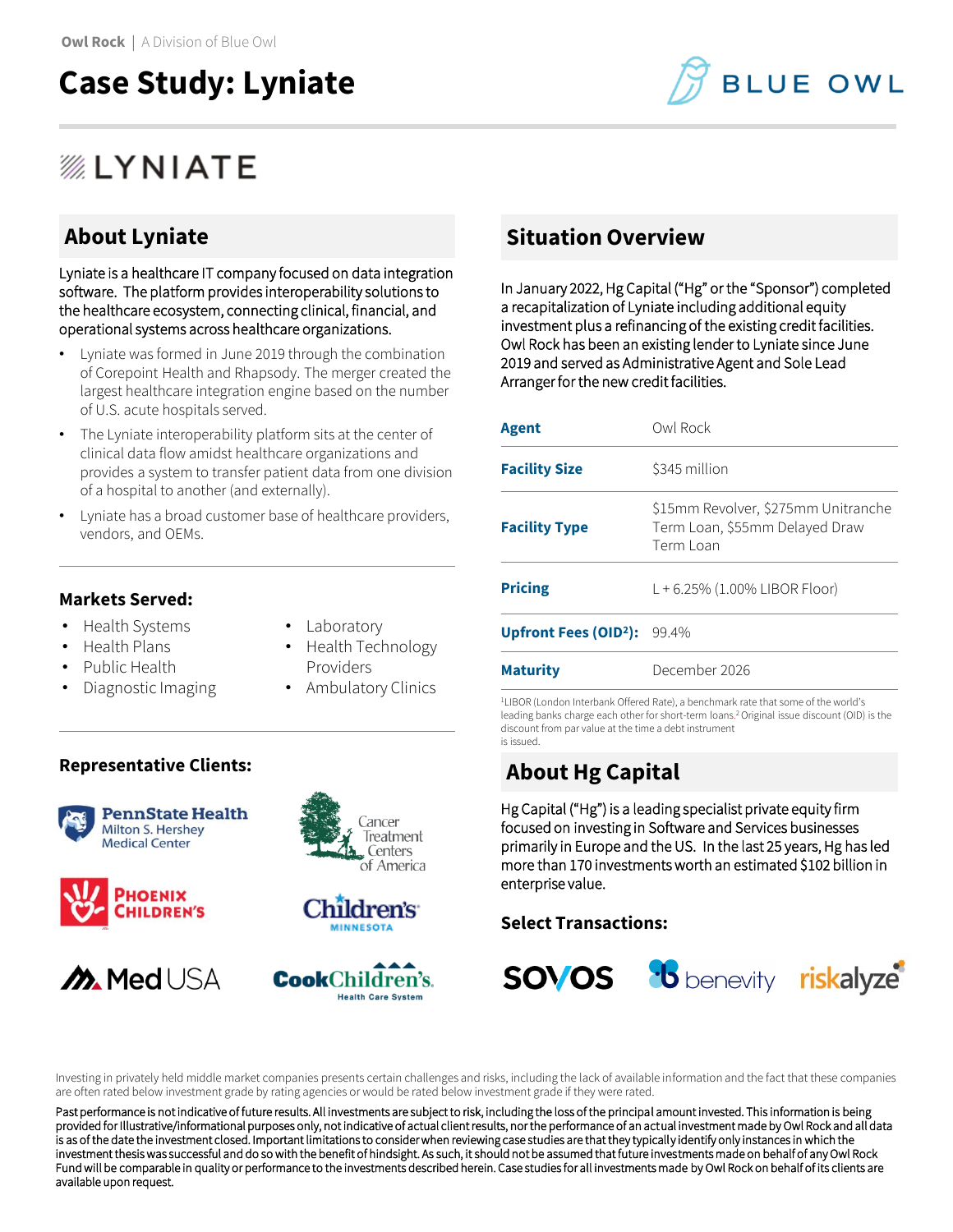Owl Rock | A Division of Blue Owl

# Case Study: Lyniate

BLUE OWL

LYNIATE

## About Lyniate

Lyniate is a healthcare IT company focused on data integration software. The platform provides interoperability solutions to the healthcare ecosystem, connecting clinical, financial, and operational systems across healthcare organizations.

- Lyniate was formed in June 2019 through the combination of Corepoint Health and Rhapsody. The merger created the largest healthcare integration engine based on the number of U.S. acute hospitals served.
- The Lyniate interoperability platform sits at the center of clinical data flow amidst healthcare organizations and provides a system to transfer patient data from one division of a hospital to another (and externally).
- Lyniate has a broad customer base of healthcare providers, vendors, and OEMs.

### Markets Served:

- Health Systems
- Health Plans
- Public Health
- Diagnostic Imaging
- Laboratory
- Health Technology Providers
- Ambulatory Clinics

### Representative Clients:

- PennState Health Milton S. Hershey Medical Center
- Cancer Treatment Centers of America
- Phoenix Children's
- Children's Minnesota
- Med USA
- Cook Children's Health Care System

## Situation Overview

In January 2022, Hg Capital ("Hg" or the "Sponsor") completed a recapitalization of Lyniate including additional equity investment plus a refinancing of the existing credit facilities. Owl Rock has been an existing lender to Lyniate since June 2019 and served as Administrative Agent and Sole Lead Arranger for the new credit facilities.

| | |
|---|---|
| **Agent** | Owl Rock |
| **Facility Size** | $345 million |
| **Facility Type** | $15mm Revolver, $275mm Unitranche Term Loan, $55mm Delayed Draw Term Loan |
| **Pricing** | L + 6.25% (1.00% LIBOR Floor) |
| **Upfront Fees (OID[2]):** | 99.4% |
| **Maturity** | December 2026 |

[1]LIBOR (London Interbank Offered Rate), a benchmark rate that some of the world's leading banks charge each other for short-term loans.[2] Original issue discount (OID) is the discount from par value at the time a debt instrument is issued.

## About Hg Capital

Hg Capital ("Hg") is a leading specialist private equity firm focused on investing in Software and Services businesses primarily in Europe and the US. In the last 25 years, Hg has led more than 170 investments worth an estimated $102 billion in enterprise value.

### Select Transactions:

SOVOS benevity riskalyze

Investing in privately held middle market companies presents certain challenges and risks, including the lack of available information and the fact that these companies are often rated below investment grade by rating agencies or would be rated below investment grade if they were rated.

Past performance is not indicative of future results. All investments are subject to risk, including the loss of the principal amount invested. This information is being provided for Illustrative/informational purposes only, not indicative of actual client results, nor the performance of an actual investment made by Owl Rock and all data is as of the date the investment closed. Important limitations to consider when reviewing case studies are that they typically identify only instances in which the investment thesis was successful and do so with the benefit of hindsight. As such, it should not be assumed that future investments made on behalf of any Owl Rock Fund will be comparable in quality or performance to the investments described herein. Case studies for all investments made by Owl Rock on behalf of its clients are available upon request.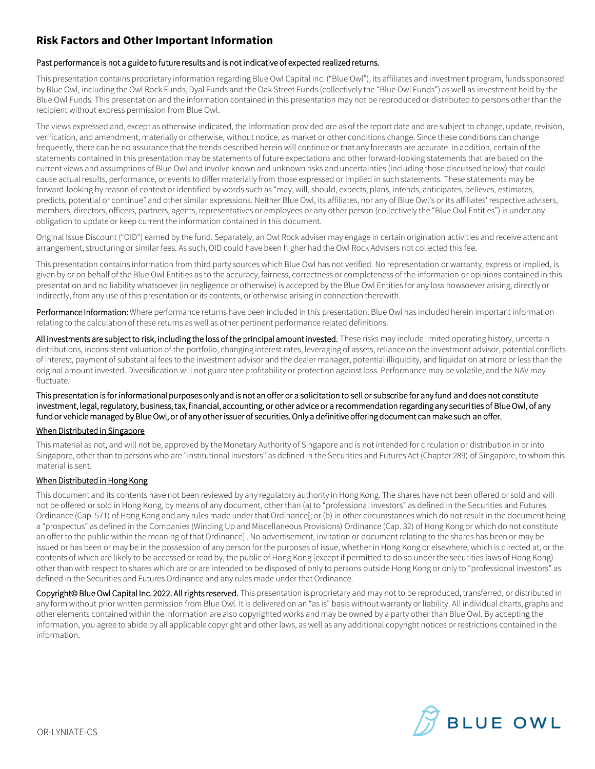## Risk Factors and Other Important Information

Past performance is not a guide to future results and is not indicative of expected realized returns.

This presentation contains proprietary information regarding Blue Owl Capital Inc. ("Blue Owl"), its affiliates and investment program, funds sponsored by Blue Owl, including the Owl Rock Funds, Dyal Funds and the Oak Street Funds (collectively the "Blue Owl Funds") as well as investment held by the Blue Owl Funds. This presentation and the information contained in this presentation may not be reproduced or distributed to persons other than the recipient without express permission from Blue Owl.

The views expressed and, except as otherwise indicated, the information provided are as of the report date and are subject to change, update, revision, verification, and amendment, materially or otherwise, without notice, as market or other conditions change. Since these conditions can change frequently, there can be no assurance that the trends described herein will continue or that any forecasts are accurate. In addition, certain of the statements contained in this presentation may be statements of future expectations and other forward-looking statements that are based on the current views and assumptions of Blue Owl and involve known and unknown risks and uncertainties (including those discussed below) that could cause actual results, performance, or events to differ materially from those expressed or implied in such statements. These statements may be forward-looking by reason of context or identified by words such as "may, will, should, expects, plans, intends, anticipates, believes, estimates, predicts, potential or continue" and other similar expressions. Neither Blue Owl, its affiliates, nor any of Blue Owl's or its affiliates' respective advisers, members, directors, officers, partners, agents, representatives or employees or any other person (collectively the "Blue Owl Entities") is under any obligation to update or keep current the information contained in this document.

Original Issue Discount ("OID") earned by the fund. Separately, an Owl Rock adviser may engage in certain origination activities and receive attendant arrangement, structuring or similar fees. As such, OID could have been higher had the Owl Rock Advisers not collected this fee.

This presentation contains information from third party sources which Blue Owl has not verified. No representation or warranty, express or implied, is given by or on behalf of the Blue Owl Entities as to the accuracy, fairness, correctness or completeness of the information or opinions contained in this presentation and no liability whatsoever (in negligence or otherwise) is accepted by the Blue Owl Entities for any loss howsoever arising, directly or indirectly, from any use of this presentation or its contents, or otherwise arising in connection therewith.

Performance Information: Where performance returns have been included in this presentation, Blue Owl has included herein important information relating to the calculation of these returns as well as other pertinent performance related definitions.

All investments are subject to risk, including the loss of the principal amount invested. These risks may include limited operating history, uncertain distributions, inconsistent valuation of the portfolio, changing interest rates, leveraging of assets, reliance on the investment advisor, potential conflicts of interest, payment of substantial fees to the investment advisor and the dealer manager, potential illiquidity, and liquidation at more or less than the original amount invested. Diversification will not guarantee profitability or protection against loss. Performance may be volatile, and the NAV may fluctuate.

This presentation is for informational purposes only and is not an offer or a solicitation to sell or subscribe for any fund and does not constitute investment, legal, regulatory, business, tax, financial, accounting, or other advice or a recommendation regarding any securities of Blue Owl, of any fund or vehicle managed by Blue Owl, or of any other issuer of securities. Only a definitive offering document can make such an offer.

When Distributed in Singapore

This material as not, and will not be, approved by the Monetary Authority of Singapore and is not intended for circulation or distribution in or into Singapore, other than to persons who are "institutional investors" as defined in the Securities and Futures Act (Chapter 289) of Singapore, to whom this material is sent.

When Distributed in Hong Kong

This document and its contents have not been reviewed by any regulatory authority in Hong Kong. The shares have not been offered or sold and will not be offered or sold in Hong Kong, by means of any document, other than (a) to "professional investors" as defined in the Securities and Futures Ordinance (Cap. 571) of Hong Kong and any rules made under that Ordinance[; or (b) in other circumstances which do not result in the document being a "prospectus" as defined in the Companies (Winding Up and Miscellaneous Provisions) Ordinance (Cap. 32) of Hong Kong or which do not constitute an offer to the public within the meaning of that Ordinance] . No advertisement, invitation or document relating to the shares has been or may be issued or has been or may be in the possession of any person for the purposes of issue, whether in Hong Kong or elsewhere, which is directed at, or the contents of which are likely to be accessed or read by, the public of Hong Kong (except if permitted to do so under the securities laws of Hong Kong) other than with respect to shares which are or are intended to be disposed of only to persons outside Hong Kong or only to "professional investors" as defined in the Securities and Futures Ordinance and any rules made under that Ordinance.

Copyright© Blue Owl Capital Inc. 2022. All rights reserved. This presentation is proprietary and may not to be reproduced, transferred, or distributed in any form without prior written permission from Blue Owl. It is delivered on an "as is" basis without warranty or liability. All individual charts, graphs and other elements contained within the information are also copyrighted works and may be owned by a party other than Blue Owl. By accepting the information, you agree to abide by all applicable copyright and other laws, as well as any additional copyright notices or restrictions contained in the information.

OR-LYNIATE-CS

BLUE OWL